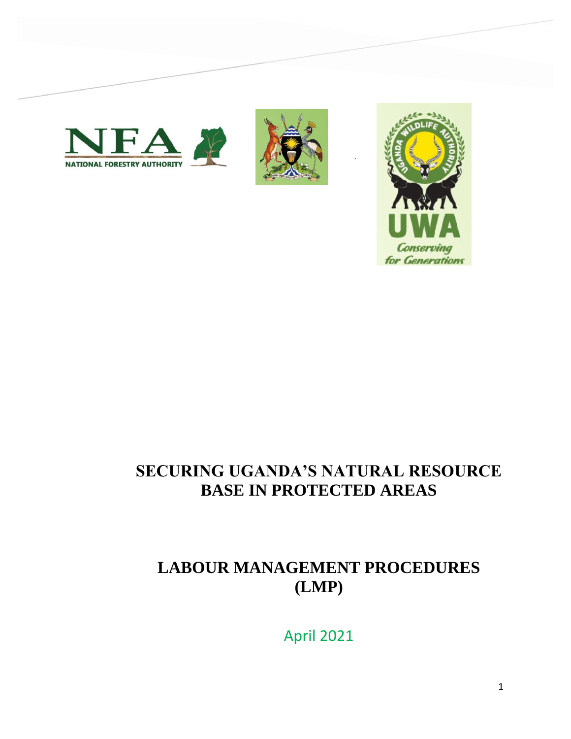NFA NATIONAL FORESTRY AUTHORITY

UGANDA WILDLIFE AUTHORITY

UWA

Conserving for Generations

# SECURING UGANDA'S NATURAL RESOURCE BASE IN PROTECTED AREAS

# LABOUR MANAGEMENT PROCEDURES (LMP)

April 2021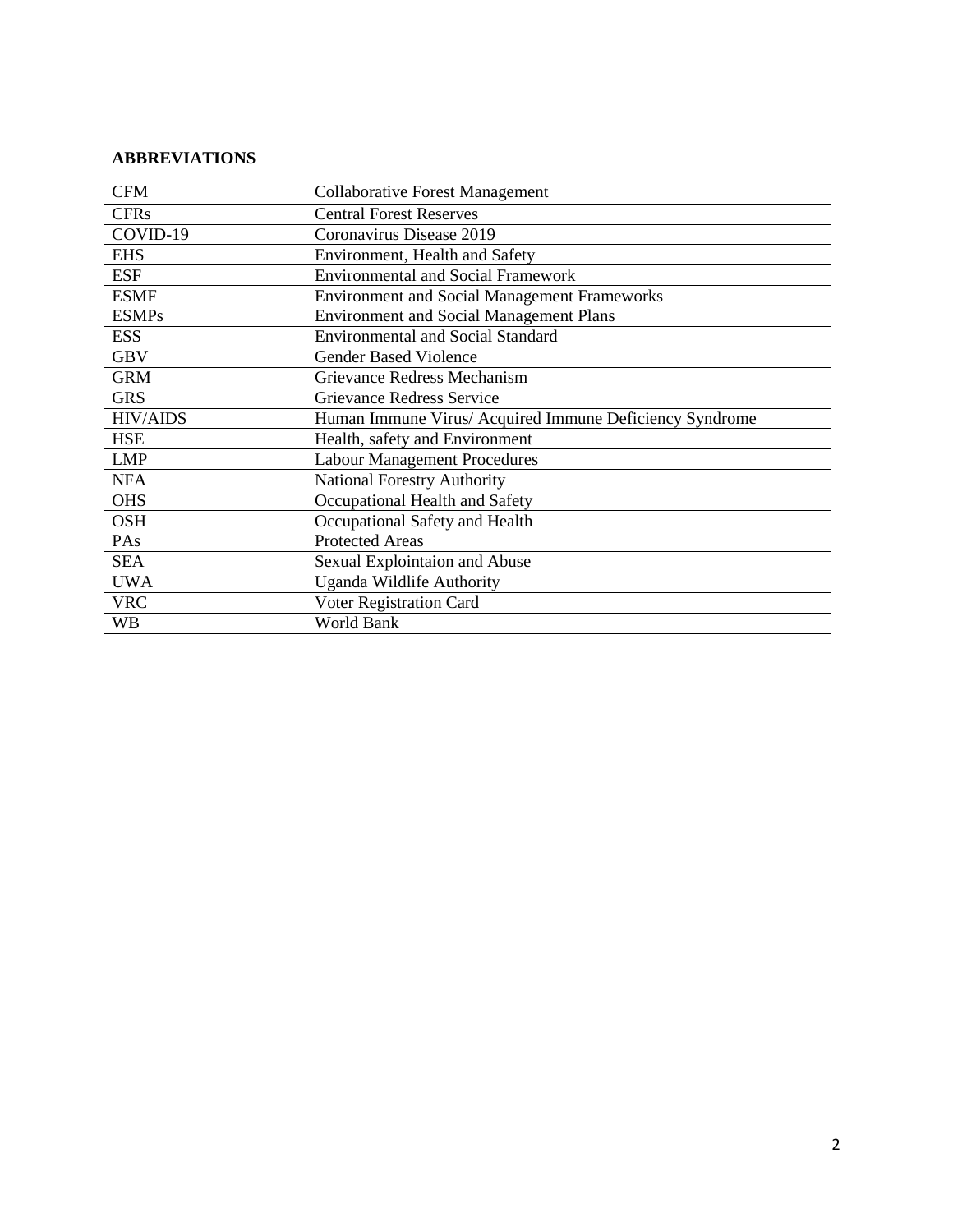## ABBREVIATIONS

| | |
|---|---|
| CFM | Collaborative Forest Management |
| CFRs | Central Forest Reserves |
| COVID-19 | Coronavirus Disease 2019 |
| EHS | Environment, Health and Safety |
| ESF | Environmental and Social Framework |
| ESMF | Environment and Social Management Frameworks |
| ESMPs | Environment and Social Management Plans |
| ESS | Environmental and Social Standard |
| GBV | Gender Based Violence |
| GRM | Grievance Redress Mechanism |
| GRS | Grievance Redress Service |
| HIV/AIDS | Human Immune Virus/ Acquired Immune Deficiency Syndrome |
| HSE | Health, safety and Environment |
| LMP | Labour Management Procedures |
| NFA | National Forestry Authority |
| OHS | Occupational Health and Safety |
| OSH | Occupational Safety and Health |
| PAs | Protected Areas |
| SEA | Sexual Explointaion and Abuse |
| UWA | Uganda Wildlife Authority |
| VRC | Voter Registration Card |
| WB | World Bank |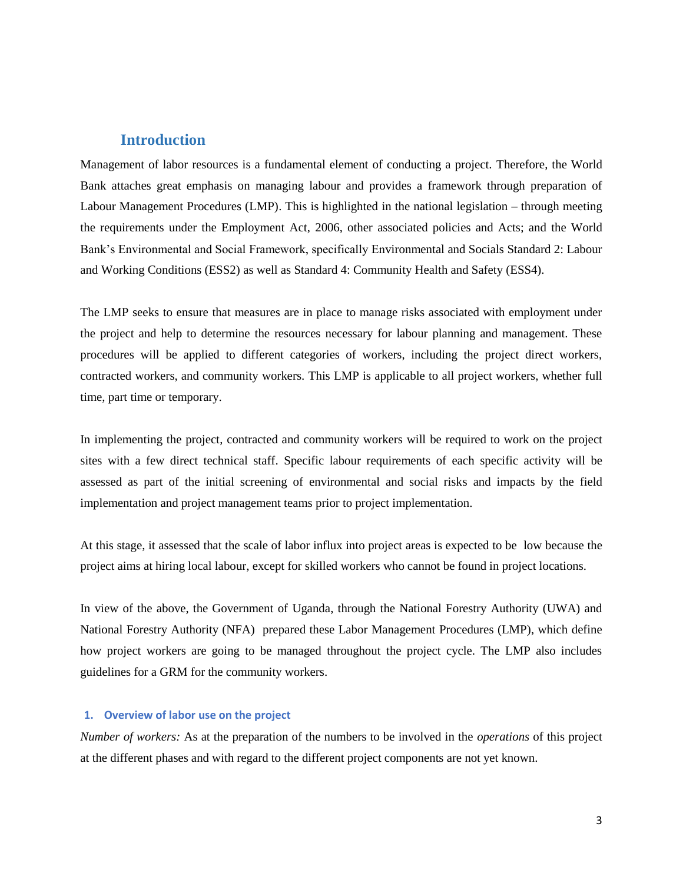## Introduction

Management of labor resources is a fundamental element of conducting a project. Therefore, the World Bank attaches great emphasis on managing labour and provides a framework through preparation of Labour Management Procedures (LMP). This is highlighted in the national legislation – through meeting the requirements under the Employment Act, 2006, other associated policies and Acts; and the World Bank's Environmental and Social Framework, specifically Environmental and Socials Standard 2: Labour and Working Conditions (ESS2) as well as Standard 4: Community Health and Safety (ESS4).

The LMP seeks to ensure that measures are in place to manage risks associated with employment under the project and help to determine the resources necessary for labour planning and management. These procedures will be applied to different categories of workers, including the project direct workers, contracted workers, and community workers. This LMP is applicable to all project workers, whether full time, part time or temporary.

In implementing the project, contracted and community workers will be required to work on the project sites with a few direct technical staff. Specific labour requirements of each specific activity will be assessed as part of the initial screening of environmental and social risks and impacts by the field implementation and project management teams prior to project implementation.

At this stage, it assessed that the scale of labor influx into project areas is expected to be low because the project aims at hiring local labour, except for skilled workers who cannot be found in project locations.

In view of the above, the Government of Uganda, through the National Forestry Authority (UWA) and National Forestry Authority (NFA) prepared these Labor Management Procedures (LMP), which define how project workers are going to be managed throughout the project cycle. The LMP also includes guidelines for a GRM for the community workers.

### 1. Overview of labor use on the project

*Number of workers:* As at the preparation of the numbers to be involved in the *operations* of this project at the different phases and with regard to the different project components are not yet known.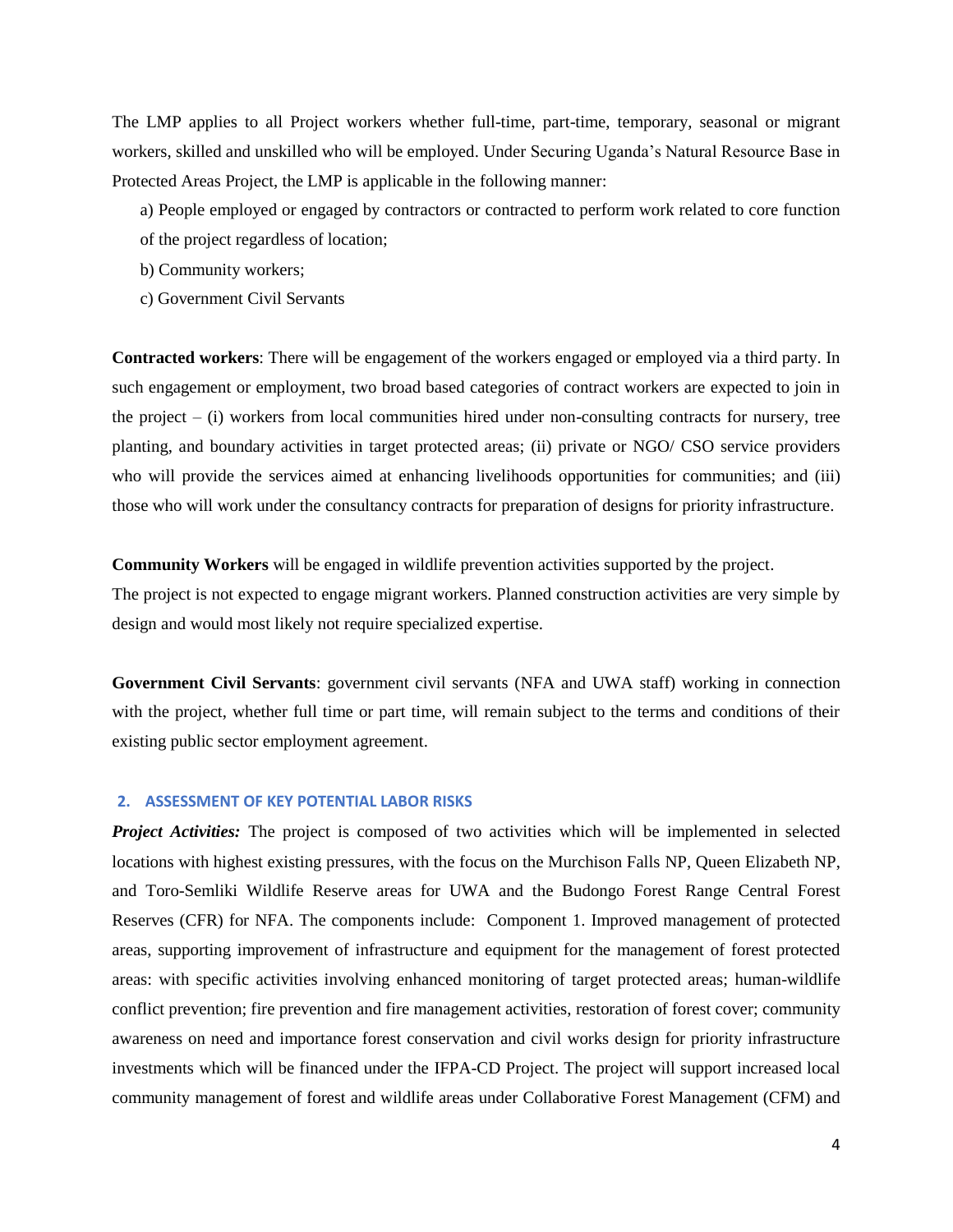The LMP applies to all Project workers whether full-time, part-time, temporary, seasonal or migrant workers, skilled and unskilled who will be employed. Under Securing Uganda's Natural Resource Base in Protected Areas Project, the LMP is applicable in the following manner:

a) People employed or engaged by contractors or contracted to perform work related to core function of the project regardless of location;

b) Community workers;

c) Government Civil Servants

**Contracted workers**: There will be engagement of the workers engaged or employed via a third party. In such engagement or employment, two broad based categories of contract workers are expected to join in the project – (i) workers from local communities hired under non-consulting contracts for nursery, tree planting, and boundary activities in target protected areas; (ii) private or NGO/ CSO service providers who will provide the services aimed at enhancing livelihoods opportunities for communities; and (iii) those who will work under the consultancy contracts for preparation of designs for priority infrastructure.

**Community Workers** will be engaged in wildlife prevention activities supported by the project.
The project is not expected to engage migrant workers. Planned construction activities are very simple by design and would most likely not require specialized expertise.

**Government Civil Servants**: government civil servants (NFA and UWA staff) working in connection with the project, whether full time or part time, will remain subject to the terms and conditions of their existing public sector employment agreement.

## 2. ASSESSMENT OF KEY POTENTIAL LABOR RISKS

***Project Activities:*** The project is composed of two activities which will be implemented in selected locations with highest existing pressures, with the focus on the Murchison Falls NP, Queen Elizabeth NP, and Toro-Semliki Wildlife Reserve areas for UWA and the Budongo Forest Range Central Forest Reserves (CFR) for NFA. The components include: Component 1. Improved management of protected areas, supporting improvement of infrastructure and equipment for the management of forest protected areas: with specific activities involving enhanced monitoring of target protected areas; human-wildlife conflict prevention; fire prevention and fire management activities, restoration of forest cover; community awareness on need and importance forest conservation and civil works design for priority infrastructure investments which will be financed under the IFPA-CD Project. The project will support increased local community management of forest and wildlife areas under Collaborative Forest Management (CFM) and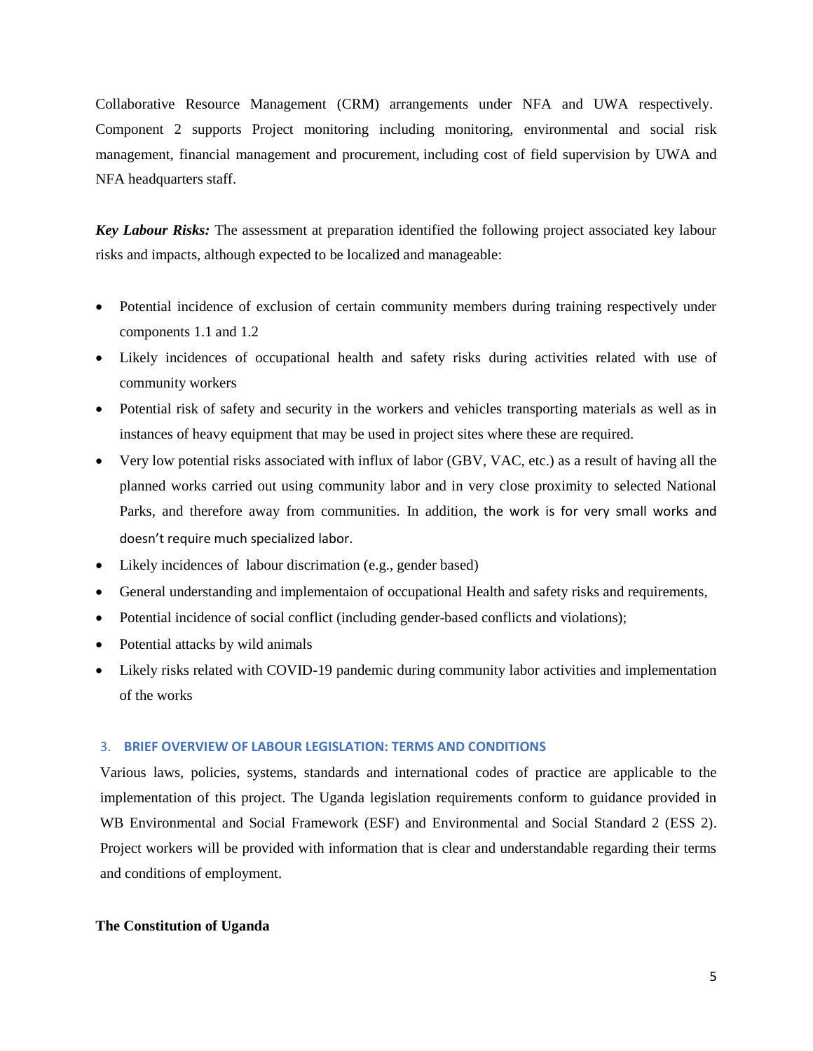Collaborative Resource Management (CRM) arrangements under NFA and UWA respectively. Component 2 supports Project monitoring including monitoring, environmental and social risk management, financial management and procurement, including cost of field supervision by UWA and NFA headquarters staff.

***Key Labour Risks:*** The assessment at preparation identified the following project associated key labour risks and impacts, although expected to be localized and manageable:

- Potential incidence of exclusion of certain community members during training respectively under components 1.1 and 1.2
- Likely incidences of occupational health and safety risks during activities related with use of community workers
- Potential risk of safety and security in the workers and vehicles transporting materials as well as in instances of heavy equipment that may be used in project sites where these are required.
- Very low potential risks associated with influx of labor (GBV, VAC, etc.) as a result of having all the planned works carried out using community labor and in very close proximity to selected National Parks, and therefore away from communities. In addition, the work is for very small works and doesn't require much specialized labor.
- Likely incidences of labour discrimation (e.g., gender based)
- General understanding and implementaion of occupational Health and safety risks and requirements,
- Potential incidence of social conflict (including gender-based conflicts and violations);
- Potential attacks by wild animals
- Likely risks related with COVID-19 pandemic during community labor activities and implementation of the works

## 3. BRIEF OVERVIEW OF LABOUR LEGISLATION: TERMS AND CONDITIONS

Various laws, policies, systems, standards and international codes of practice are applicable to the implementation of this project. The Uganda legislation requirements conform to guidance provided in WB Environmental and Social Framework (ESF) and Environmental and Social Standard 2 (ESS 2). Project workers will be provided with information that is clear and understandable regarding their terms and conditions of employment.

**The Constitution of Uganda**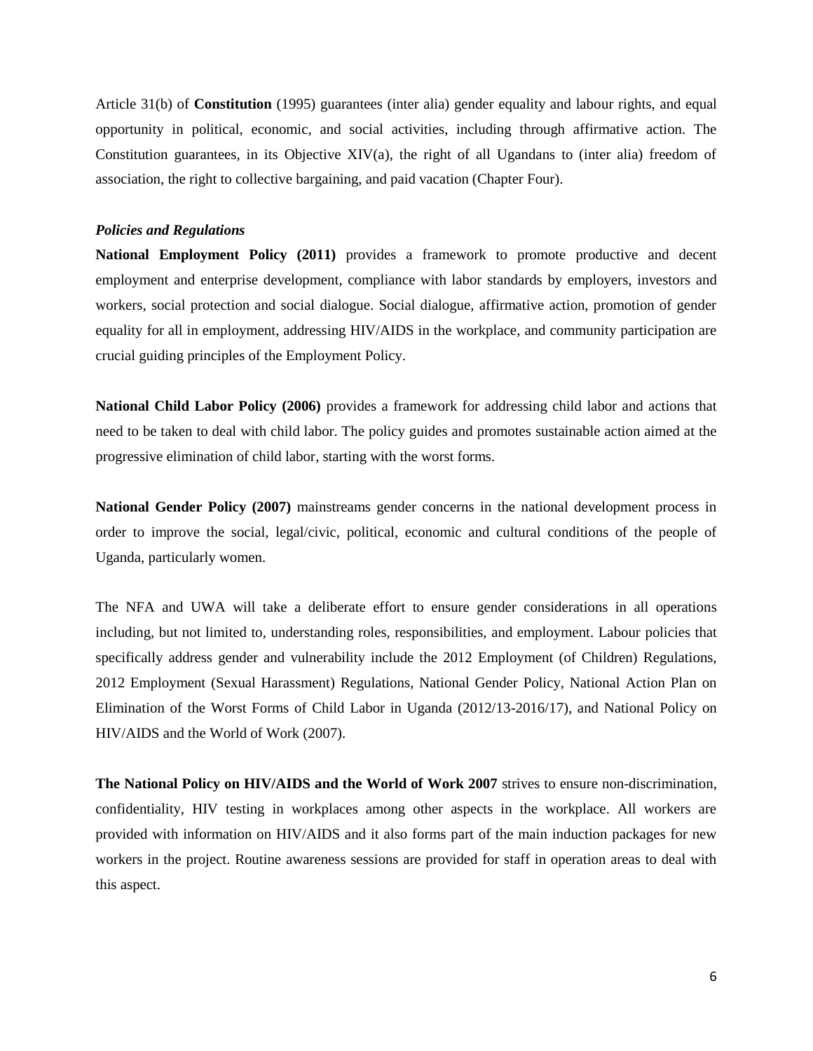Article 31(b) of **Constitution** (1995) guarantees (inter alia) gender equality and labour rights, and equal opportunity in political, economic, and social activities, including through affirmative action. The Constitution guarantees, in its Objective XIV(a), the right of all Ugandans to (inter alia) freedom of association, the right to collective bargaining, and paid vacation (Chapter Four).

***Policies and Regulations***

**National Employment Policy (2011)** provides a framework to promote productive and decent employment and enterprise development, compliance with labor standards by employers, investors and workers, social protection and social dialogue. Social dialogue, affirmative action, promotion of gender equality for all in employment, addressing HIV/AIDS in the workplace, and community participation are crucial guiding principles of the Employment Policy.

**National Child Labor Policy (2006)** provides a framework for addressing child labor and actions that need to be taken to deal with child labor. The policy guides and promotes sustainable action aimed at the progressive elimination of child labor, starting with the worst forms.

**National Gender Policy (2007)** mainstreams gender concerns in the national development process in order to improve the social, legal/civic, political, economic and cultural conditions of the people of Uganda, particularly women.

The NFA and UWA will take a deliberate effort to ensure gender considerations in all operations including, but not limited to, understanding roles, responsibilities, and employment. Labour policies that specifically address gender and vulnerability include the 2012 Employment (of Children) Regulations, 2012 Employment (Sexual Harassment) Regulations, National Gender Policy, National Action Plan on Elimination of the Worst Forms of Child Labor in Uganda (2012/13-2016/17), and National Policy on HIV/AIDS and the World of Work (2007).

**The National Policy on HIV/AIDS and the World of Work 2007** strives to ensure non-discrimination, confidentiality, HIV testing in workplaces among other aspects in the workplace. All workers are provided with information on HIV/AIDS and it also forms part of the main induction packages for new workers in the project. Routine awareness sessions are provided for staff in operation areas to deal with this aspect.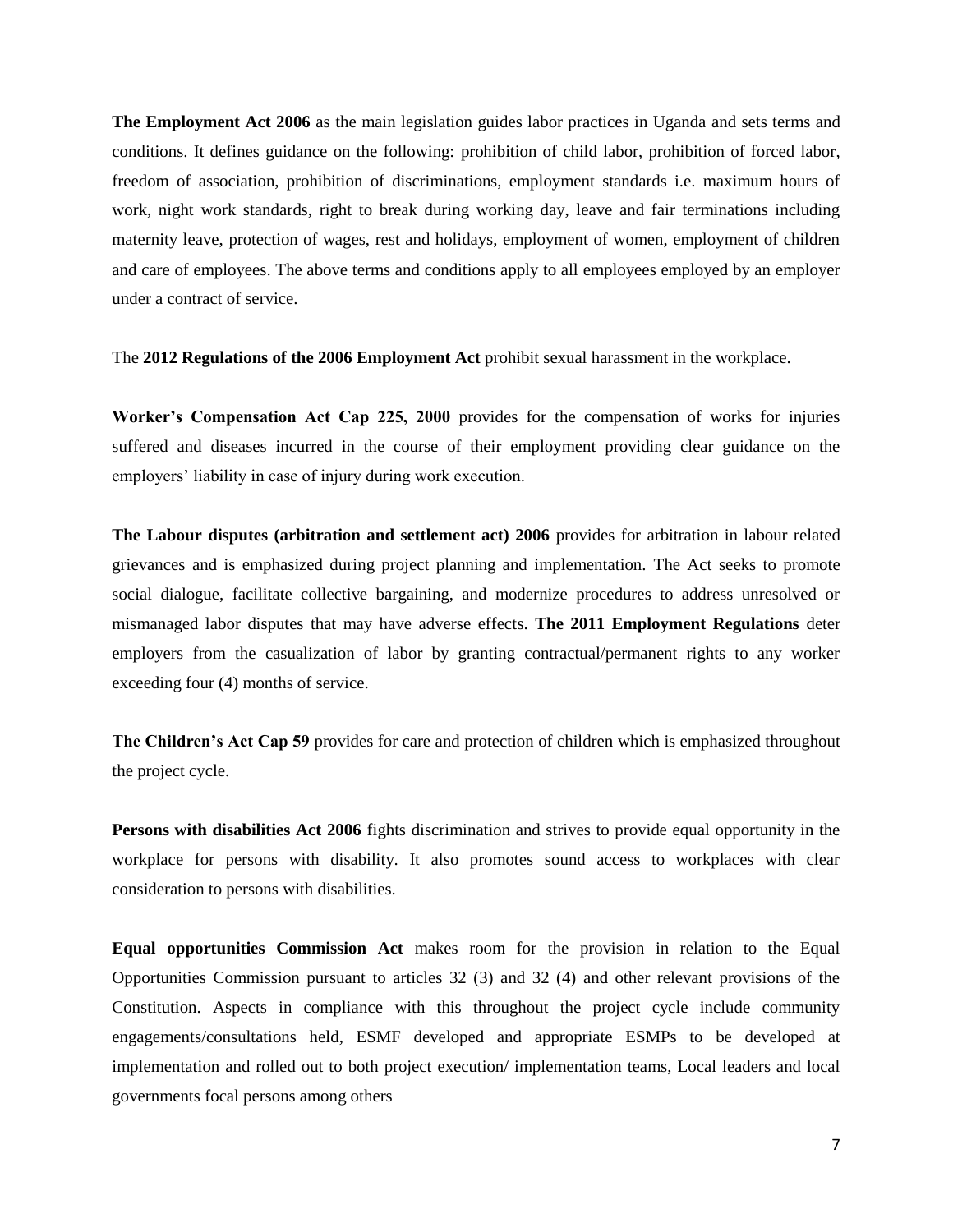**The Employment Act 2006** as the main legislation guides labor practices in Uganda and sets terms and conditions. It defines guidance on the following: prohibition of child labor, prohibition of forced labor, freedom of association, prohibition of discriminations, employment standards i.e. maximum hours of work, night work standards, right to break during working day, leave and fair terminations including maternity leave, protection of wages, rest and holidays, employment of women, employment of children and care of employees. The above terms and conditions apply to all employees employed by an employer under a contract of service.

The **2012 Regulations of the 2006 Employment Act** prohibit sexual harassment in the workplace.

**Worker's Compensation Act Cap 225, 2000** provides for the compensation of works for injuries suffered and diseases incurred in the course of their employment providing clear guidance on the employers' liability in case of injury during work execution.

**The Labour disputes (arbitration and settlement act) 2006** provides for arbitration in labour related grievances and is emphasized during project planning and implementation. The Act seeks to promote social dialogue, facilitate collective bargaining, and modernize procedures to address unresolved or mismanaged labor disputes that may have adverse effects. **The 2011 Employment Regulations** deter employers from the casualization of labor by granting contractual/permanent rights to any worker exceeding four (4) months of service.

**The Children's Act Cap 59** provides for care and protection of children which is emphasized throughout the project cycle.

**Persons with disabilities Act 2006** fights discrimination and strives to provide equal opportunity in the workplace for persons with disability. It also promotes sound access to workplaces with clear consideration to persons with disabilities.

**Equal opportunities Commission Act** makes room for the provision in relation to the Equal Opportunities Commission pursuant to articles 32 (3) and 32 (4) and other relevant provisions of the Constitution. Aspects in compliance with this throughout the project cycle include community engagements/consultations held, ESMF developed and appropriate ESMPs to be developed at implementation and rolled out to both project execution/ implementation teams, Local leaders and local governments focal persons among others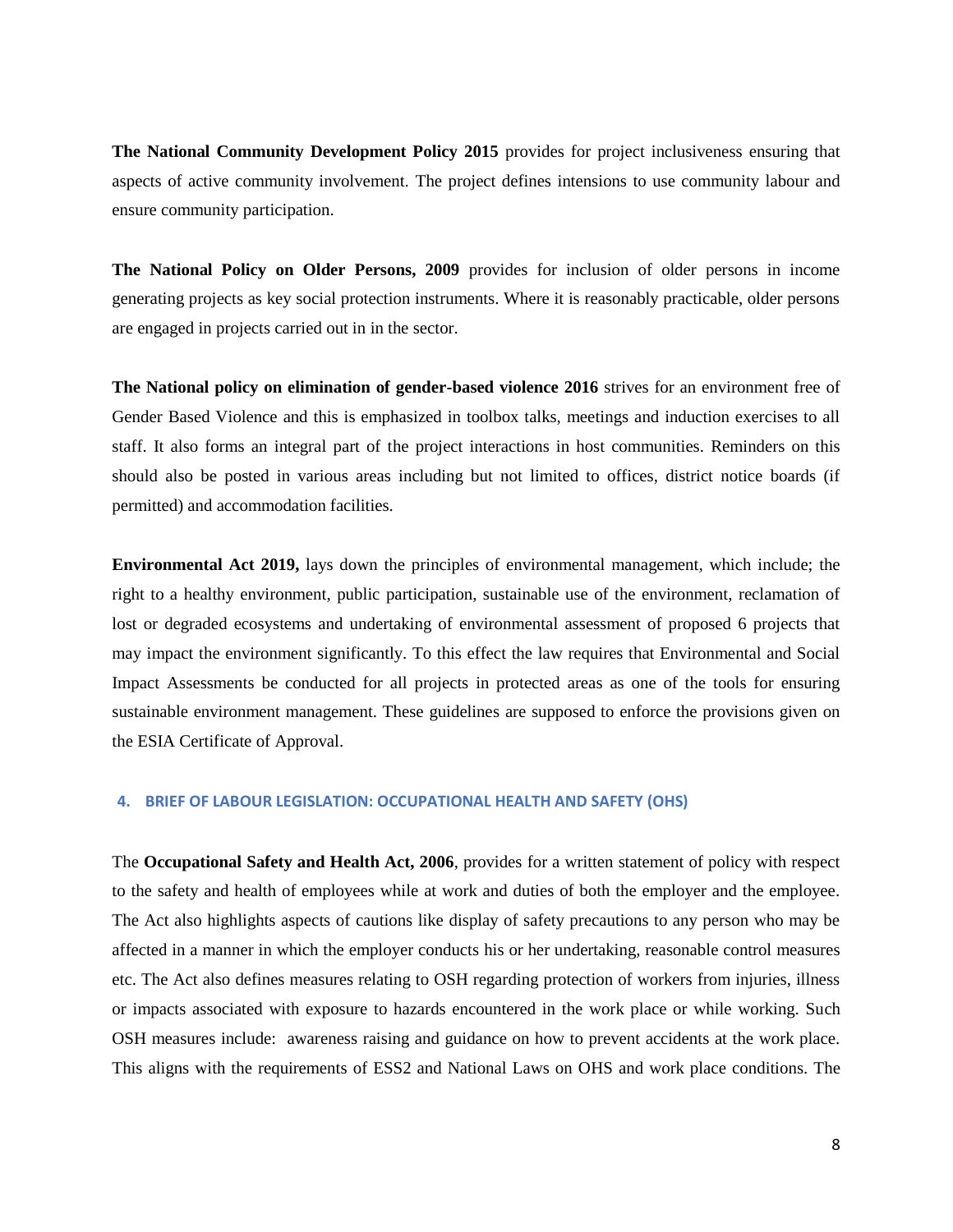**The National Community Development Policy 2015** provides for project inclusiveness ensuring that aspects of active community involvement. The project defines intensions to use community labour and ensure community participation.

**The National Policy on Older Persons, 2009** provides for inclusion of older persons in income generating projects as key social protection instruments. Where it is reasonably practicable, older persons are engaged in projects carried out in in the sector.

**The National policy on elimination of gender-based violence 2016** strives for an environment free of Gender Based Violence and this is emphasized in toolbox talks, meetings and induction exercises to all staff. It also forms an integral part of the project interactions in host communities. Reminders on this should also be posted in various areas including but not limited to offices, district notice boards (if permitted) and accommodation facilities.

**Environmental Act 2019,** lays down the principles of environmental management, which include; the right to a healthy environment, public participation, sustainable use of the environment, reclamation of lost or degraded ecosystems and undertaking of environmental assessment of proposed 6 projects that may impact the environment significantly. To this effect the law requires that Environmental and Social Impact Assessments be conducted for all projects in protected areas as one of the tools for ensuring sustainable environment management. These guidelines are supposed to enforce the provisions given on the ESIA Certificate of Approval.

## 4. BRIEF OF LABOUR LEGISLATION: OCCUPATIONAL HEALTH AND SAFETY (OHS)

The **Occupational Safety and Health Act, 2006**, provides for a written statement of policy with respect to the safety and health of employees while at work and duties of both the employer and the employee. The Act also highlights aspects of cautions like display of safety precautions to any person who may be affected in a manner in which the employer conducts his or her undertaking, reasonable control measures etc. The Act also defines measures relating to OSH regarding protection of workers from injuries, illness or impacts associated with exposure to hazards encountered in the work place or while working. Such OSH measures include: awareness raising and guidance on how to prevent accidents at the work place. This aligns with the requirements of ESS2 and National Laws on OHS and work place conditions. The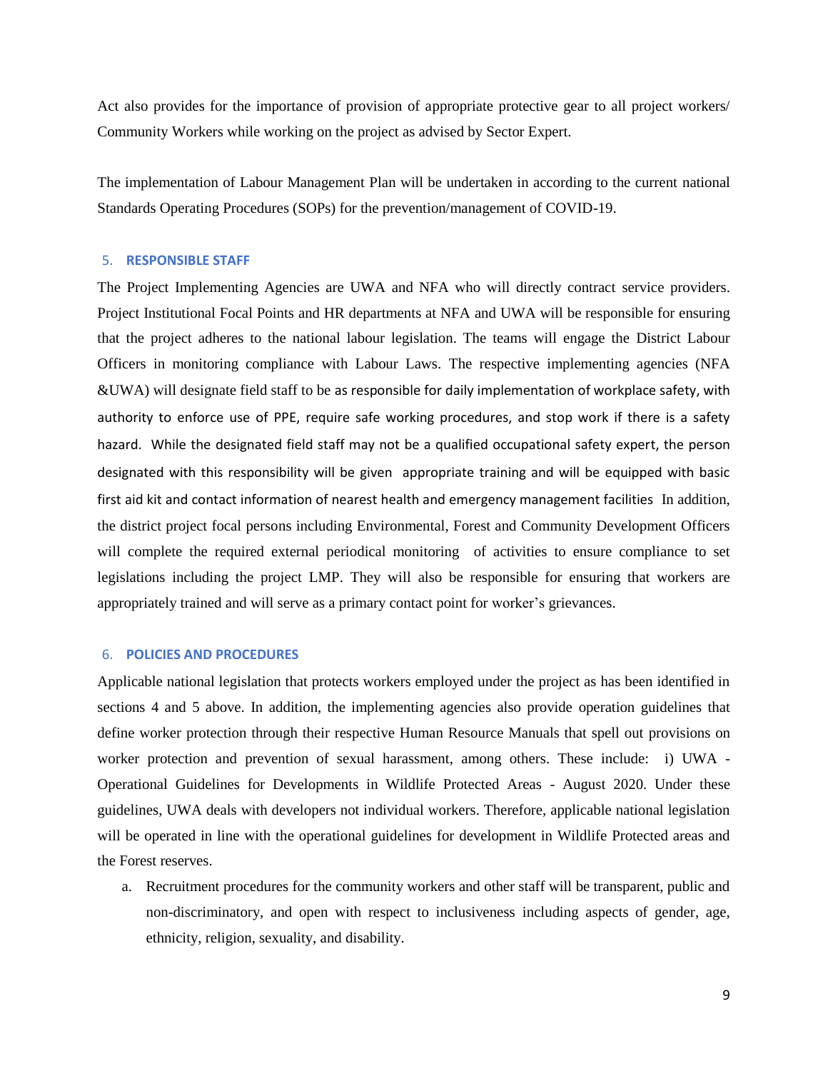Act also provides for the importance of provision of appropriate protective gear to all project workers/ Community Workers while working on the project as advised by Sector Expert.

The implementation of Labour Management Plan will be undertaken in according to the current national Standards Operating Procedures (SOPs) for the prevention/management of COVID-19.

## 5. RESPONSIBLE STAFF

The Project Implementing Agencies are UWA and NFA who will directly contract service providers. Project Institutional Focal Points and HR departments at NFA and UWA will be responsible for ensuring that the project adheres to the national labour legislation. The teams will engage the District Labour Officers in monitoring compliance with Labour Laws. The respective implementing agencies (NFA &UWA) will designate field staff to be as responsible for daily implementation of workplace safety, with authority to enforce use of PPE, require safe working procedures, and stop work if there is a safety hazard. While the designated field staff may not be a qualified occupational safety expert, the person designated with this responsibility will be given appropriate training and will be equipped with basic first aid kit and contact information of nearest health and emergency management facilities In addition, the district project focal persons including Environmental, Forest and Community Development Officers will complete the required external periodical monitoring of activities to ensure compliance to set legislations including the project LMP. They will also be responsible for ensuring that workers are appropriately trained and will serve as a primary contact point for worker's grievances.

## 6. POLICIES AND PROCEDURES

Applicable national legislation that protects workers employed under the project as has been identified in sections 4 and 5 above. In addition, the implementing agencies also provide operation guidelines that define worker protection through their respective Human Resource Manuals that spell out provisions on worker protection and prevention of sexual harassment, among others. These include: i) UWA - Operational Guidelines for Developments in Wildlife Protected Areas - August 2020. Under these guidelines, UWA deals with developers not individual workers. Therefore, applicable national legislation will be operated in line with the operational guidelines for development in Wildlife Protected areas and the Forest reserves.

a. Recruitment procedures for the community workers and other staff will be transparent, public and non-discriminatory, and open with respect to inclusiveness including aspects of gender, age, ethnicity, religion, sexuality, and disability.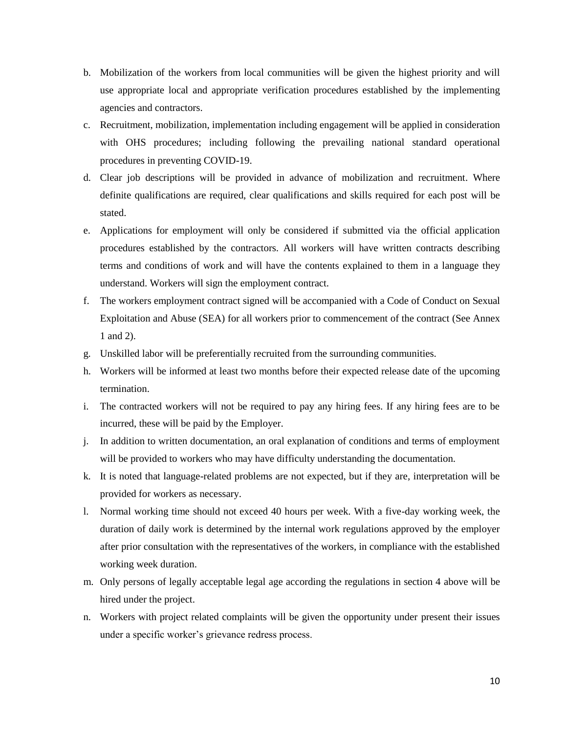b. Mobilization of the workers from local communities will be given the highest priority and will use appropriate local and appropriate verification procedures established by the implementing agencies and contractors.
c. Recruitment, mobilization, implementation including engagement will be applied in consideration with OHS procedures; including following the prevailing national standard operational procedures in preventing COVID-19.
d. Clear job descriptions will be provided in advance of mobilization and recruitment. Where definite qualifications are required, clear qualifications and skills required for each post will be stated.
e. Applications for employment will only be considered if submitted via the official application procedures established by the contractors. All workers will have written contracts describing terms and conditions of work and will have the contents explained to them in a language they understand. Workers will sign the employment contract.
f. The workers employment contract signed will be accompanied with a Code of Conduct on Sexual Exploitation and Abuse (SEA) for all workers prior to commencement of the contract (See Annex 1 and 2).
g. Unskilled labor will be preferentially recruited from the surrounding communities.
h. Workers will be informed at least two months before their expected release date of the upcoming termination.
i. The contracted workers will not be required to pay any hiring fees. If any hiring fees are to be incurred, these will be paid by the Employer.
j. In addition to written documentation, an oral explanation of conditions and terms of employment will be provided to workers who may have difficulty understanding the documentation.
k. It is noted that language-related problems are not expected, but if they are, interpretation will be provided for workers as necessary.
l. Normal working time should not exceed 40 hours per week. With a five-day working week, the duration of daily work is determined by the internal work regulations approved by the employer after prior consultation with the representatives of the workers, in compliance with the established working week duration.
m. Only persons of legally acceptable legal age according the regulations in section 4 above will be hired under the project.
n. Workers with project related complaints will be given the opportunity under present their issues under a specific worker's grievance redress process.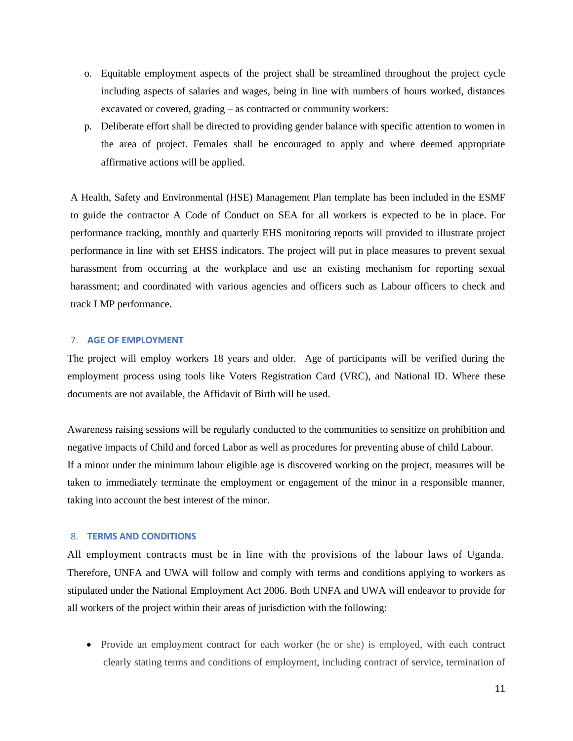o. Equitable employment aspects of the project shall be streamlined throughout the project cycle including aspects of salaries and wages, being in line with numbers of hours worked, distances excavated or covered, grading – as contracted or community workers:

p. Deliberate effort shall be directed to providing gender balance with specific attention to women in the area of project. Females shall be encouraged to apply and where deemed appropriate affirmative actions will be applied.

A Health, Safety and Environmental (HSE) Management Plan template has been included in the ESMF to guide the contractor A Code of Conduct on SEA for all workers is expected to be in place. For performance tracking, monthly and quarterly EHS monitoring reports will provided to illustrate project performance in line with set EHSS indicators. The project will put in place measures to prevent sexual harassment from occurring at the workplace and use an existing mechanism for reporting sexual harassment; and coordinated with various agencies and officers such as Labour officers to check and track LMP performance.

## 7. AGE OF EMPLOYMENT

The project will employ workers 18 years and older. Age of participants will be verified during the employment process using tools like Voters Registration Card (VRC), and National ID. Where these documents are not available, the Affidavit of Birth will be used.

Awareness raising sessions will be regularly conducted to the communities to sensitize on prohibition and negative impacts of Child and forced Labor as well as procedures for preventing abuse of child Labour. If a minor under the minimum labour eligible age is discovered working on the project, measures will be taken to immediately terminate the employment or engagement of the minor in a responsible manner, taking into account the best interest of the minor.

## 8. TERMS AND CONDITIONS

All employment contracts must be in line with the provisions of the labour laws of Uganda. Therefore, UNFA and UWA will follow and comply with terms and conditions applying to workers as stipulated under the National Employment Act 2006. Both UNFA and UWA will endeavor to provide for all workers of the project within their areas of jurisdiction with the following:

- Provide an employment contract for each worker (he or she) is employed, with each contract clearly stating terms and conditions of employment, including contract of service, termination of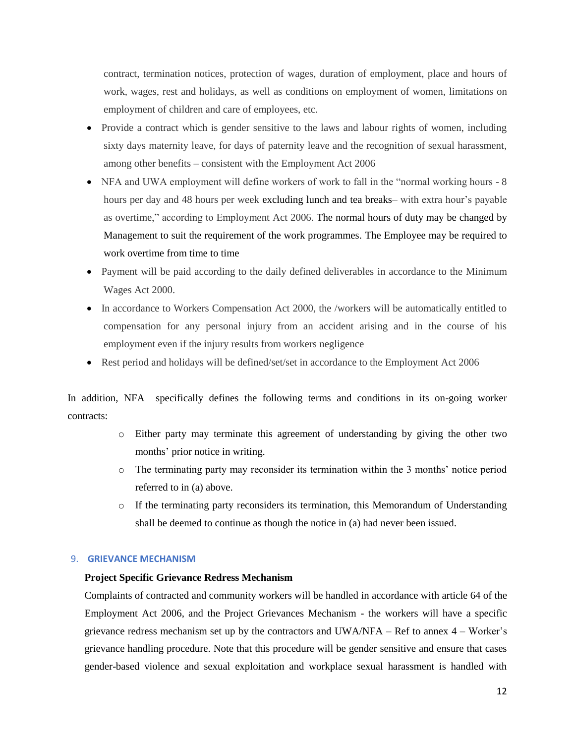contract, termination notices, protection of wages, duration of employment, place and hours of work, wages, rest and holidays, as well as conditions on employment of women, limitations on employment of children and care of employees, etc.

- Provide a contract which is gender sensitive to the laws and labour rights of women, including sixty days maternity leave, for days of paternity leave and the recognition of sexual harassment, among other benefits – consistent with the Employment Act 2006
- NFA and UWA employment will define workers of work to fall in the "normal working hours - 8 hours per day and 48 hours per week excluding lunch and tea breaks– with extra hour's payable as overtime," according to Employment Act 2006. The normal hours of duty may be changed by Management to suit the requirement of the work programmes. The Employee may be required to work overtime from time to time
- Payment will be paid according to the daily defined deliverables in accordance to the Minimum Wages Act 2000.
- In accordance to Workers Compensation Act 2000, the /workers will be automatically entitled to compensation for any personal injury from an accident arising and in the course of his employment even if the injury results from workers negligence
- Rest period and holidays will be defined/set/set in accordance to the Employment Act 2006

In addition, NFA specifically defines the following terms and conditions in its on-going worker contracts:

- Either party may terminate this agreement of understanding by giving the other two months' prior notice in writing.
- The terminating party may reconsider its termination within the 3 months' notice period referred to in (a) above.
- If the terminating party reconsiders its termination, this Memorandum of Understanding shall be deemed to continue as though the notice in (a) had never been issued.

## 9. GRIEVANCE MECHANISM

**Project Specific Grievance Redress Mechanism**

Complaints of contracted and community workers will be handled in accordance with article 64 of the Employment Act 2006, and the Project Grievances Mechanism - the workers will have a specific grievance redress mechanism set up by the contractors and UWA/NFA – Ref to annex 4 – Worker's grievance handling procedure. Note that this procedure will be gender sensitive and ensure that cases gender-based violence and sexual exploitation and workplace sexual harassment is handled with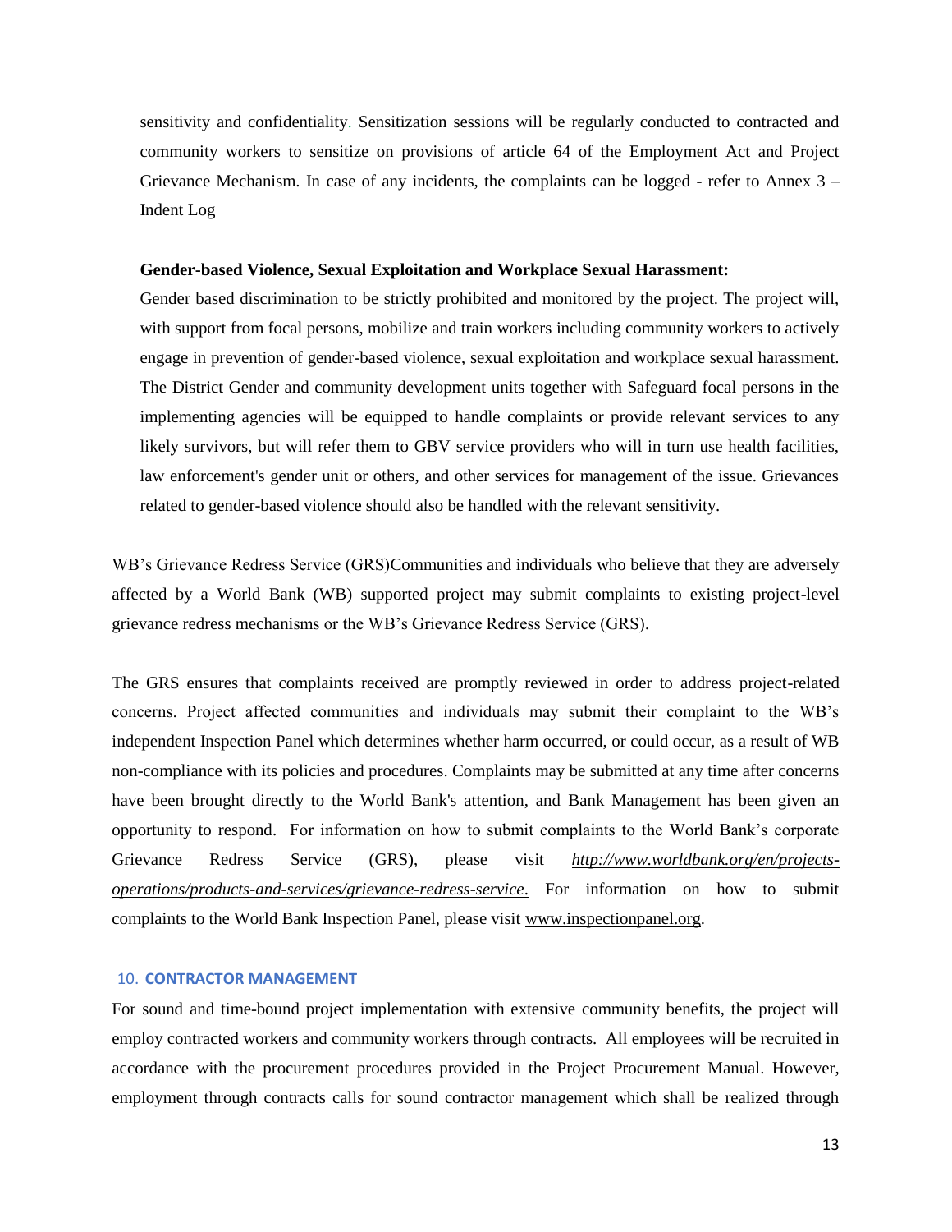sensitivity and confidentiality. Sensitization sessions will be regularly conducted to contracted and community workers to sensitize on provisions of article 64 of the Employment Act and Project Grievance Mechanism. In case of any incidents, the complaints can be logged - refer to Annex 3 – Indent Log

**Gender-based Violence, Sexual Exploitation and Workplace Sexual Harassment:**
Gender based discrimination to be strictly prohibited and monitored by the project. The project will, with support from focal persons, mobilize and train workers including community workers to actively engage in prevention of gender-based violence, sexual exploitation and workplace sexual harassment. The District Gender and community development units together with Safeguard focal persons in the implementing agencies will be equipped to handle complaints or provide relevant services to any likely survivors, but will refer them to GBV service providers who will in turn use health facilities, law enforcement's gender unit or others, and other services for management of the issue. Grievances related to gender-based violence should also be handled with the relevant sensitivity.

WB's Grievance Redress Service (GRS)Communities and individuals who believe that they are adversely affected by a World Bank (WB) supported project may submit complaints to existing project-level grievance redress mechanisms or the WB's Grievance Redress Service (GRS).

The GRS ensures that complaints received are promptly reviewed in order to address project-related concerns. Project affected communities and individuals may submit their complaint to the WB's independent Inspection Panel which determines whether harm occurred, or could occur, as a result of WB non-compliance with its policies and procedures. Complaints may be submitted at any time after concerns have been brought directly to the World Bank's attention, and Bank Management has been given an opportunity to respond. For information on how to submit complaints to the World Bank's corporate Grievance Redress Service (GRS), please visit *http://www.worldbank.org/en/projects-operations/products-and-services/grievance-redress-service*. For information on how to submit complaints to the World Bank Inspection Panel, please visit www.inspectionpanel.org.

## 10. CONTRACTOR MANAGEMENT

For sound and time-bound project implementation with extensive community benefits, the project will employ contracted workers and community workers through contracts. All employees will be recruited in accordance with the procurement procedures provided in the Project Procurement Manual. However, employment through contracts calls for sound contractor management which shall be realized through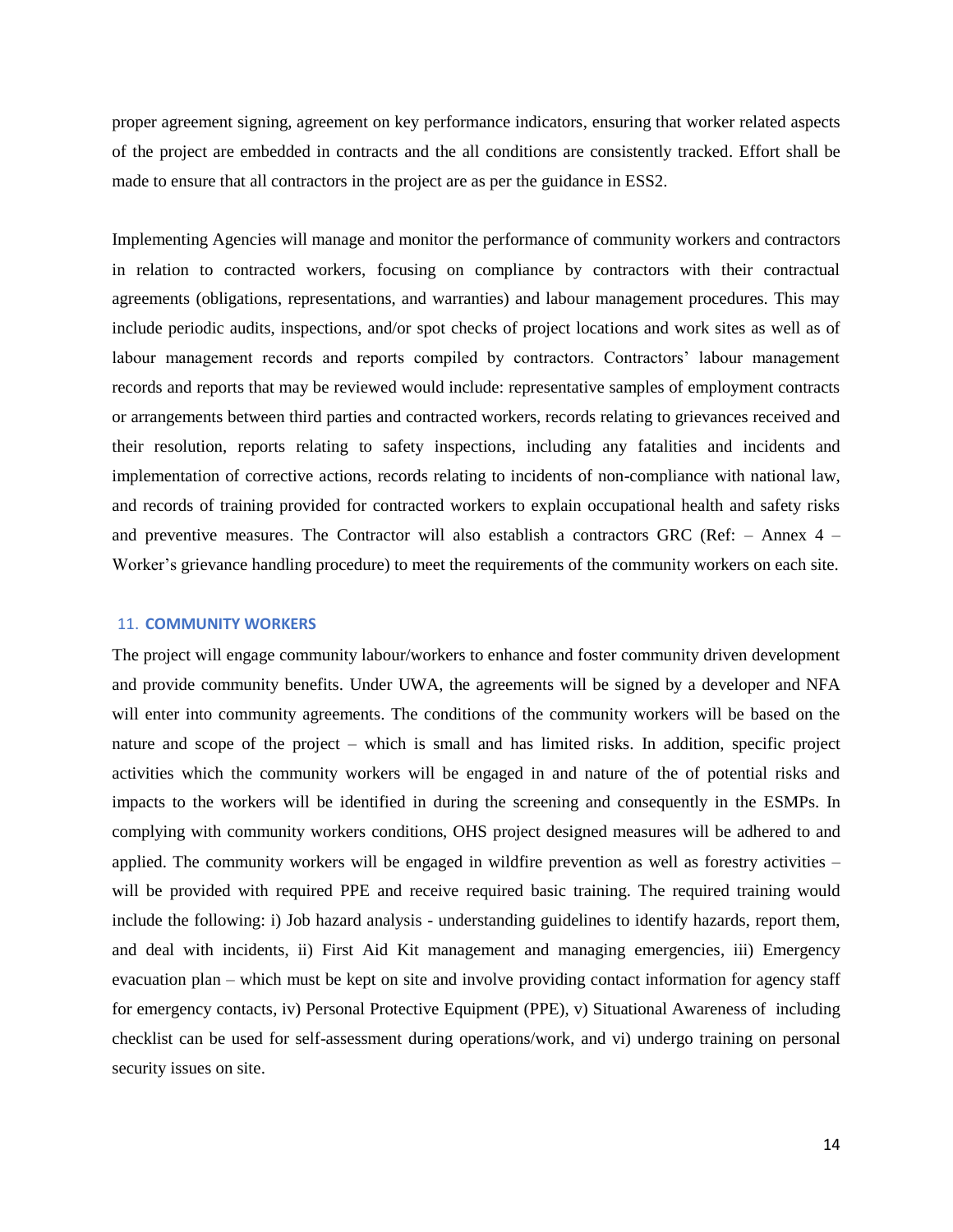proper agreement signing, agreement on key performance indicators, ensuring that worker related aspects of the project are embedded in contracts and the all conditions are consistently tracked. Effort shall be made to ensure that all contractors in the project are as per the guidance in ESS2.

Implementing Agencies will manage and monitor the performance of community workers and contractors in relation to contracted workers, focusing on compliance by contractors with their contractual agreements (obligations, representations, and warranties) and labour management procedures. This may include periodic audits, inspections, and/or spot checks of project locations and work sites as well as of labour management records and reports compiled by contractors. Contractors' labour management records and reports that may be reviewed would include: representative samples of employment contracts or arrangements between third parties and contracted workers, records relating to grievances received and their resolution, reports relating to safety inspections, including any fatalities and incidents and implementation of corrective actions, records relating to incidents of non-compliance with national law, and records of training provided for contracted workers to explain occupational health and safety risks and preventive measures. The Contractor will also establish a contractors GRC (Ref: – Annex 4 – Worker's grievance handling procedure) to meet the requirements of the community workers on each site.

## 11. COMMUNITY WORKERS

The project will engage community labour/workers to enhance and foster community driven development and provide community benefits. Under UWA, the agreements will be signed by a developer and NFA will enter into community agreements. The conditions of the community workers will be based on the nature and scope of the project – which is small and has limited risks. In addition, specific project activities which the community workers will be engaged in and nature of the of potential risks and impacts to the workers will be identified in during the screening and consequently in the ESMPs. In complying with community workers conditions, OHS project designed measures will be adhered to and applied. The community workers will be engaged in wildfire prevention as well as forestry activities – will be provided with required PPE and receive required basic training. The required training would include the following: i) Job hazard analysis - understanding guidelines to identify hazards, report them, and deal with incidents, ii) First Aid Kit management and managing emergencies, iii) Emergency evacuation plan – which must be kept on site and involve providing contact information for agency staff for emergency contacts, iv) Personal Protective Equipment (PPE), v) Situational Awareness of including checklist can be used for self-assessment during operations/work, and vi) undergo training on personal security issues on site.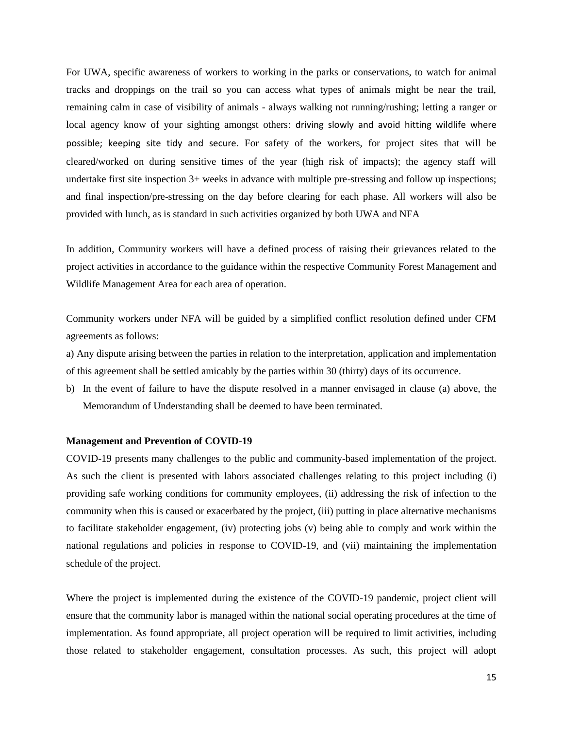For UWA, specific awareness of workers to working in the parks or conservations, to watch for animal tracks and droppings on the trail so you can access what types of animals might be near the trail, remaining calm in case of visibility of animals - always walking not running/rushing; letting a ranger or local agency know of your sighting amongst others: driving slowly and avoid hitting wildlife where possible; keeping site tidy and secure. For safety of the workers, for project sites that will be cleared/worked on during sensitive times of the year (high risk of impacts); the agency staff will undertake first site inspection 3+ weeks in advance with multiple pre-stressing and follow up inspections; and final inspection/pre-stressing on the day before clearing for each phase. All workers will also be provided with lunch, as is standard in such activities organized by both UWA and NFA

In addition, Community workers will have a defined process of raising their grievances related to the project activities in accordance to the guidance within the respective Community Forest Management and Wildlife Management Area for each area of operation.

Community workers under NFA will be guided by a simplified conflict resolution defined under CFM agreements as follows:

a) Any dispute arising between the parties in relation to the interpretation, application and implementation of this agreement shall be settled amicably by the parties within 30 (thirty) days of its occurrence.

b) In the event of failure to have the dispute resolved in a manner envisaged in clause (a) above, the Memorandum of Understanding shall be deemed to have been terminated.

**Management and Prevention of COVID-19**

COVID-19 presents many challenges to the public and community-based implementation of the project. As such the client is presented with labors associated challenges relating to this project including (i) providing safe working conditions for community employees, (ii) addressing the risk of infection to the community when this is caused or exacerbated by the project, (iii) putting in place alternative mechanisms to facilitate stakeholder engagement, (iv) protecting jobs (v) being able to comply and work within the national regulations and policies in response to COVID-19, and (vii) maintaining the implementation schedule of the project.

Where the project is implemented during the existence of the COVID-19 pandemic, project client will ensure that the community labor is managed within the national social operating procedures at the time of implementation. As found appropriate, all project operation will be required to limit activities, including those related to stakeholder engagement, consultation processes. As such, this project will adopt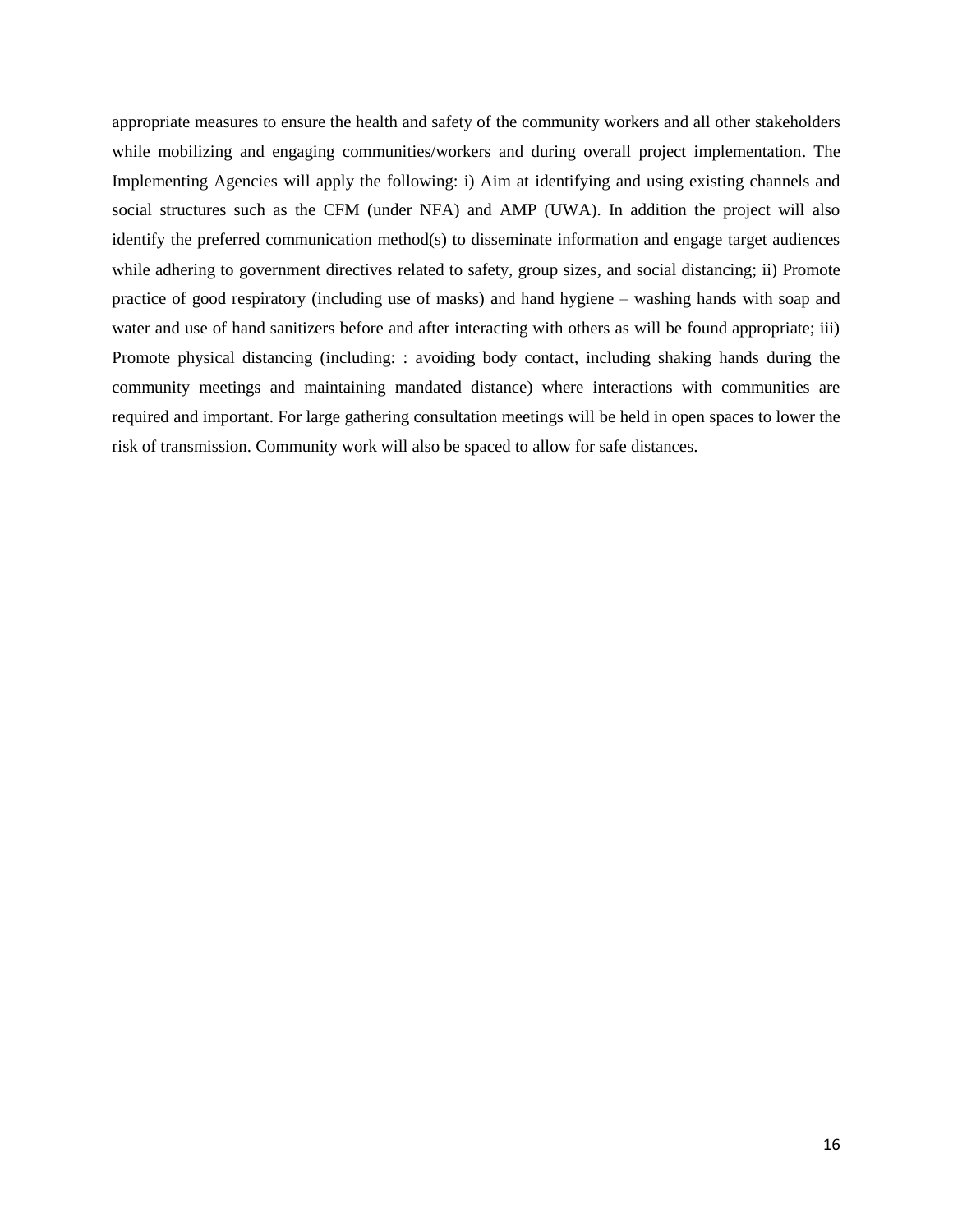appropriate measures to ensure the health and safety of the community workers and all other stakeholders while mobilizing and engaging communities/workers and during overall project implementation. The Implementing Agencies will apply the following: i) Aim at identifying and using existing channels and social structures such as the CFM (under NFA) and AMP (UWA). In addition the project will also identify the preferred communication method(s) to disseminate information and engage target audiences while adhering to government directives related to safety, group sizes, and social distancing; ii) Promote practice of good respiratory (including use of masks) and hand hygiene – washing hands with soap and water and use of hand sanitizers before and after interacting with others as will be found appropriate; iii) Promote physical distancing (including: : avoiding body contact, including shaking hands during the community meetings and maintaining mandated distance) where interactions with communities are required and important. For large gathering consultation meetings will be held in open spaces to lower the risk of transmission. Community work will also be spaced to allow for safe distances.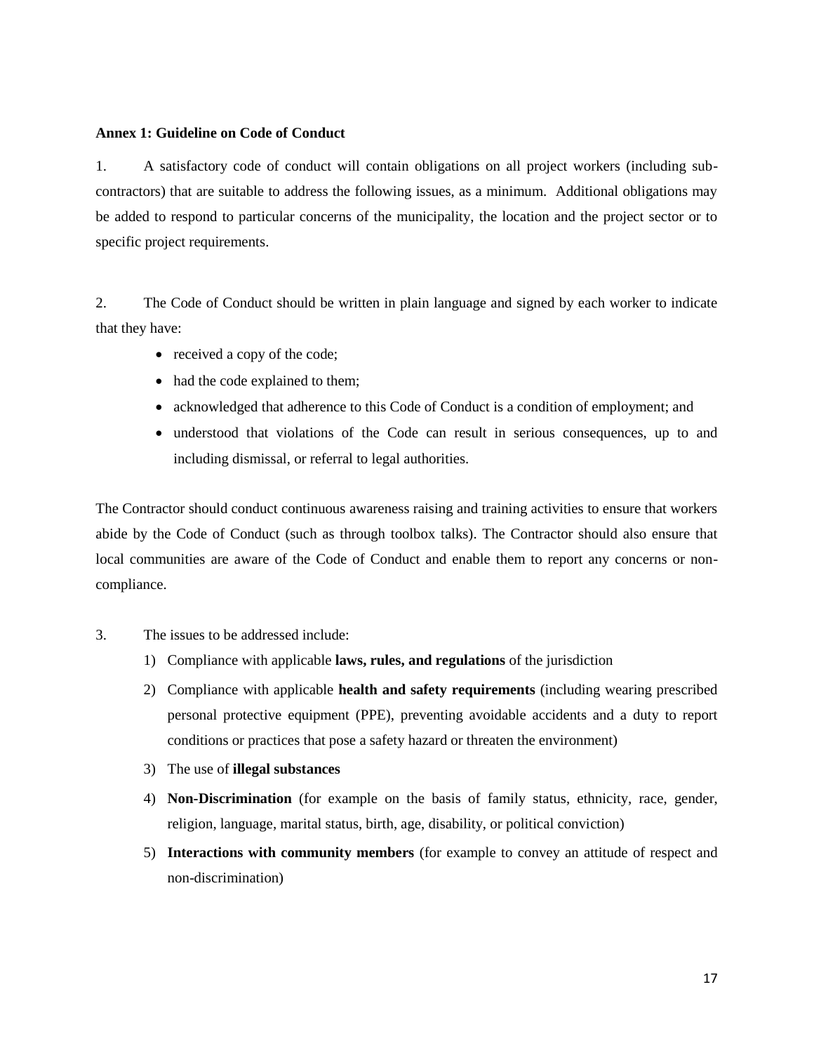**Annex 1: Guideline on Code of Conduct**

1. A satisfactory code of conduct will contain obligations on all project workers (including sub-contractors) that are suitable to address the following issues, as a minimum. Additional obligations may be added to respond to particular concerns of the municipality, the location and the project sector or to specific project requirements.

2. The Code of Conduct should be written in plain language and signed by each worker to indicate that they have:

- received a copy of the code;
- had the code explained to them;
- acknowledged that adherence to this Code of Conduct is a condition of employment; and
- understood that violations of the Code can result in serious consequences, up to and including dismissal, or referral to legal authorities.

The Contractor should conduct continuous awareness raising and training activities to ensure that workers abide by the Code of Conduct (such as through toolbox talks). The Contractor should also ensure that local communities are aware of the Code of Conduct and enable them to report any concerns or non-compliance.

3. The issues to be addressed include:

1) Compliance with applicable **laws, rules, and regulations** of the jurisdiction
2) Compliance with applicable **health and safety requirements** (including wearing prescribed personal protective equipment (PPE), preventing avoidable accidents and a duty to report conditions or practices that pose a safety hazard or threaten the environment)
3) The use of **illegal substances**
4) **Non-Discrimination** (for example on the basis of family status, ethnicity, race, gender, religion, language, marital status, birth, age, disability, or political conviction)
5) **Interactions with community members** (for example to convey an attitude of respect and non-discrimination)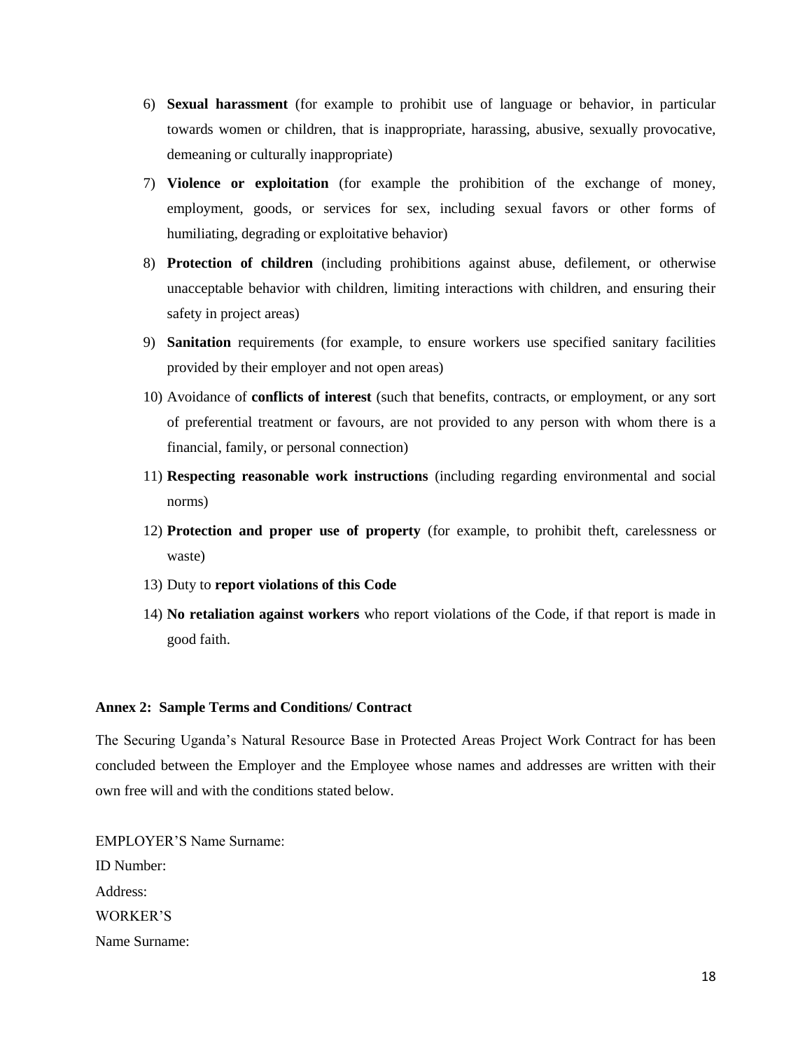6) **Sexual harassment** (for example to prohibit use of language or behavior, in particular towards women or children, that is inappropriate, harassing, abusive, sexually provocative, demeaning or culturally inappropriate)
7) **Violence or exploitation** (for example the prohibition of the exchange of money, employment, goods, or services for sex, including sexual favors or other forms of humiliating, degrading or exploitative behavior)
8) **Protection of children** (including prohibitions against abuse, defilement, or otherwise unacceptable behavior with children, limiting interactions with children, and ensuring their safety in project areas)
9) **Sanitation** requirements (for example, to ensure workers use specified sanitary facilities provided by their employer and not open areas)
10) Avoidance of **conflicts of interest** (such that benefits, contracts, or employment, or any sort of preferential treatment or favours, are not provided to any person with whom there is a financial, family, or personal connection)
11) **Respecting reasonable work instructions** (including regarding environmental and social norms)
12) **Protection and proper use of property** (for example, to prohibit theft, carelessness or waste)
13) Duty to **report violations of this Code**
14) **No retaliation against workers** who report violations of the Code, if that report is made in good faith.

**Annex 2: Sample Terms and Conditions/ Contract**

The Securing Uganda's Natural Resource Base in Protected Areas Project Work Contract for has been concluded between the Employer and the Employee whose names and addresses are written with their own free will and with the conditions stated below.

EMPLOYER'S Name Surname:
ID Number:
Address:
WORKER'S
Name Surname: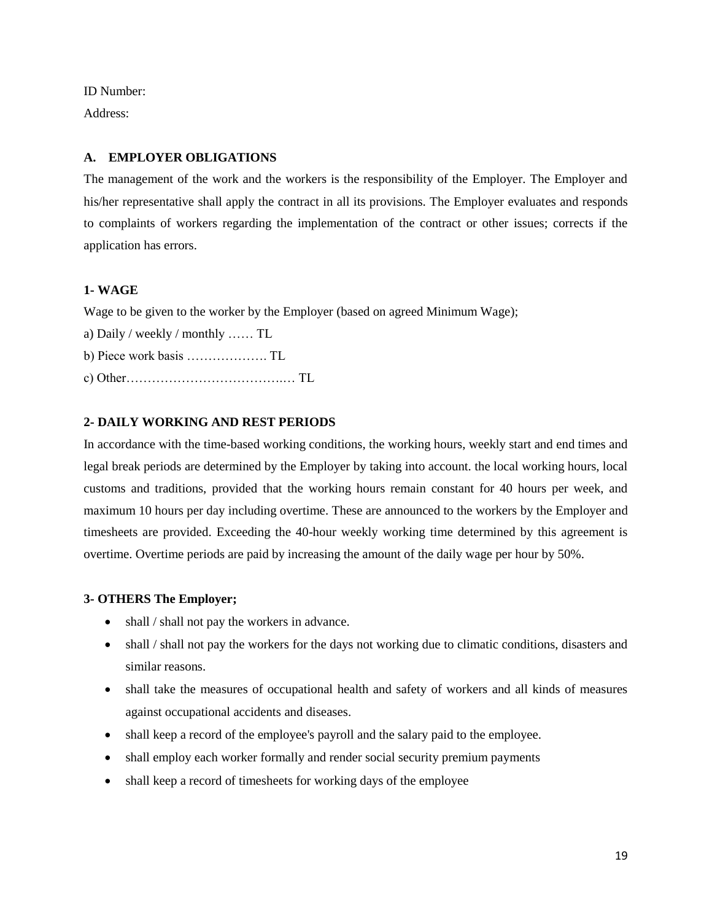ID Number:

Address:

## A. EMPLOYER OBLIGATIONS

The management of the work and the workers is the responsibility of the Employer. The Employer and his/her representative shall apply the contract in all its provisions. The Employer evaluates and responds to complaints of workers regarding the implementation of the contract or other issues; corrects if the application has errors.

### 1- WAGE

Wage to be given to the worker by the Employer (based on agreed Minimum Wage);

a) Daily / weekly / monthly …… TL

b) Piece work basis ………………. TL

c) Other…………………………….… TL

### 2- DAILY WORKING AND REST PERIODS

In accordance with the time-based working conditions, the working hours, weekly start and end times and legal break periods are determined by the Employer by taking into account. the local working hours, local customs and traditions, provided that the working hours remain constant for 40 hours per week, and maximum 10 hours per day including overtime. These are announced to the workers by the Employer and timesheets are provided. Exceeding the 40-hour weekly working time determined by this agreement is overtime. Overtime periods are paid by increasing the amount of the daily wage per hour by 50%.

### 3- OTHERS The Employer;

- shall / shall not pay the workers in advance.
- shall / shall not pay the workers for the days not working due to climatic conditions, disasters and similar reasons.
- shall take the measures of occupational health and safety of workers and all kinds of measures against occupational accidents and diseases.
- shall keep a record of the employee's payroll and the salary paid to the employee.
- shall employ each worker formally and render social security premium payments
- shall keep a record of timesheets for working days of the employee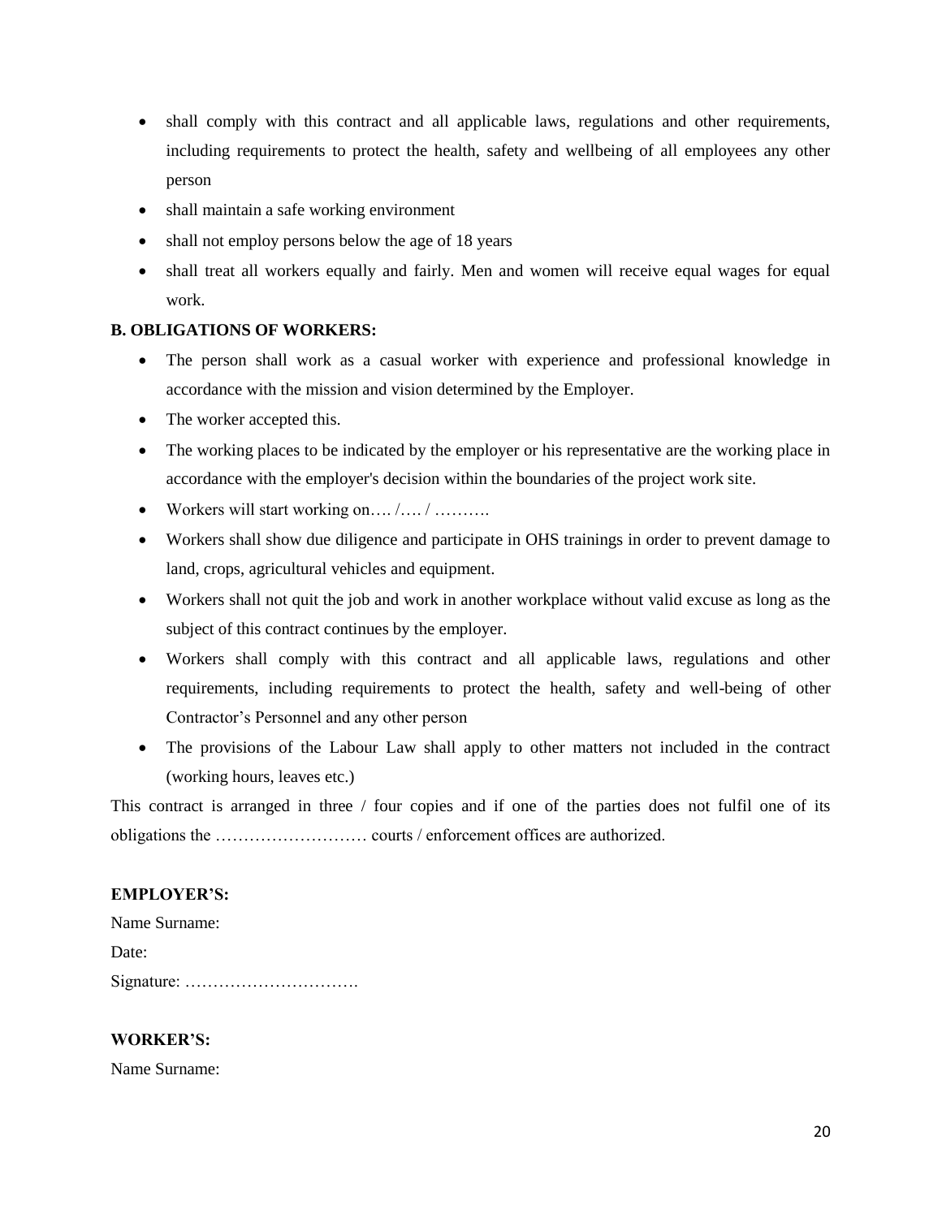- shall comply with this contract and all applicable laws, regulations and other requirements, including requirements to protect the health, safety and wellbeing of all employees any other person
- shall maintain a safe working environment
- shall not employ persons below the age of 18 years
- shall treat all workers equally and fairly. Men and women will receive equal wages for equal work.

**B. OBLIGATIONS OF WORKERS:**

- The person shall work as a casual worker with experience and professional knowledge in accordance with the mission and vision determined by the Employer.
- The worker accepted this.
- The working places to be indicated by the employer or his representative are the working place in accordance with the employer's decision within the boundaries of the project work site.
- Workers will start working on…. /…. / ……….
- Workers shall show due diligence and participate in OHS trainings in order to prevent damage to land, crops, agricultural vehicles and equipment.
- Workers shall not quit the job and work in another workplace without valid excuse as long as the subject of this contract continues by the employer.
- Workers shall comply with this contract and all applicable laws, regulations and other requirements, including requirements to protect the health, safety and well-being of other Contractor's Personnel and any other person
- The provisions of the Labour Law shall apply to other matters not included in the contract (working hours, leaves etc.)

This contract is arranged in three / four copies and if one of the parties does not fulfil one of its obligations the ……………………… courts / enforcement offices are authorized.

**EMPLOYER'S:**

Name Surname:

Date:

Signature: ………………………….

**WORKER'S:**

Name Surname: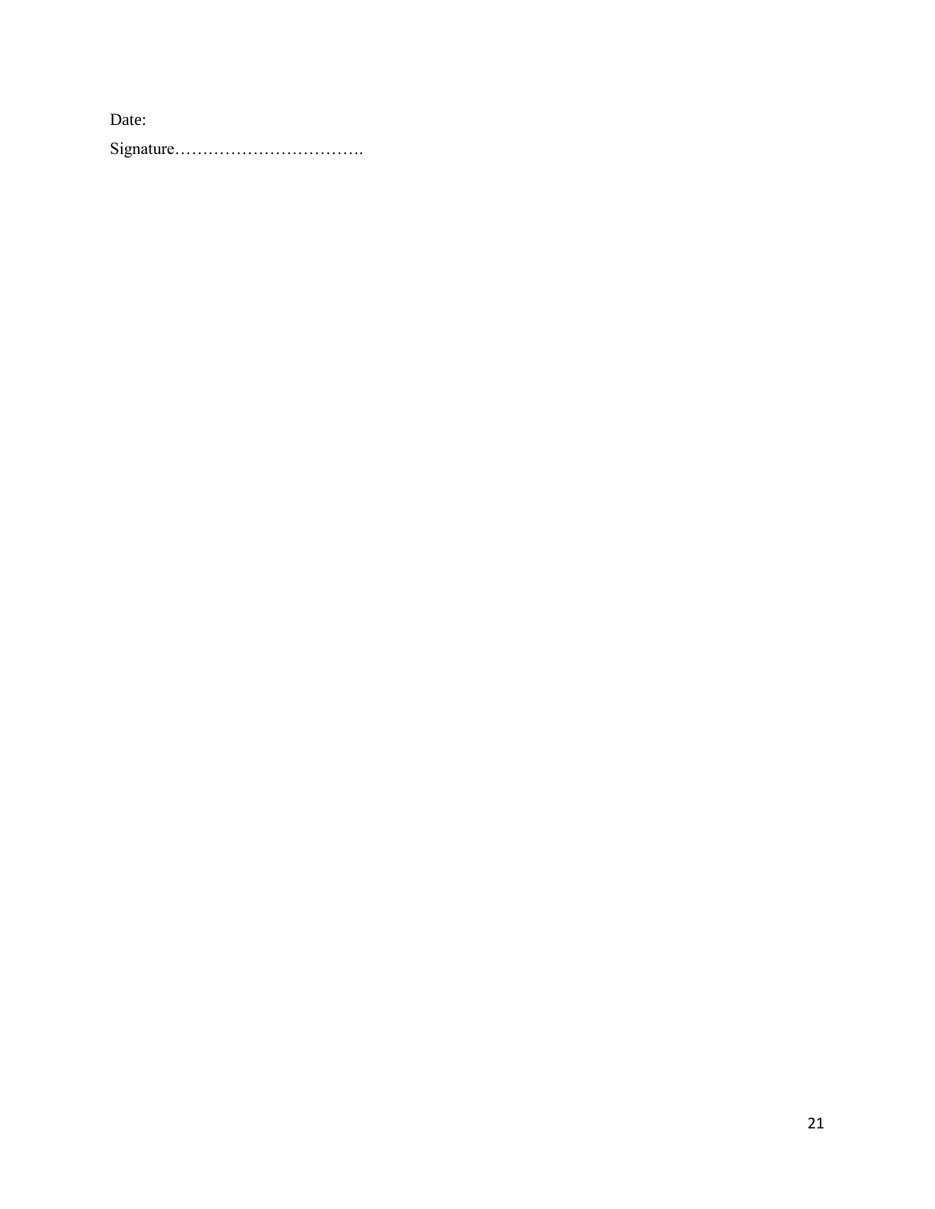Date:

Signature…………………………….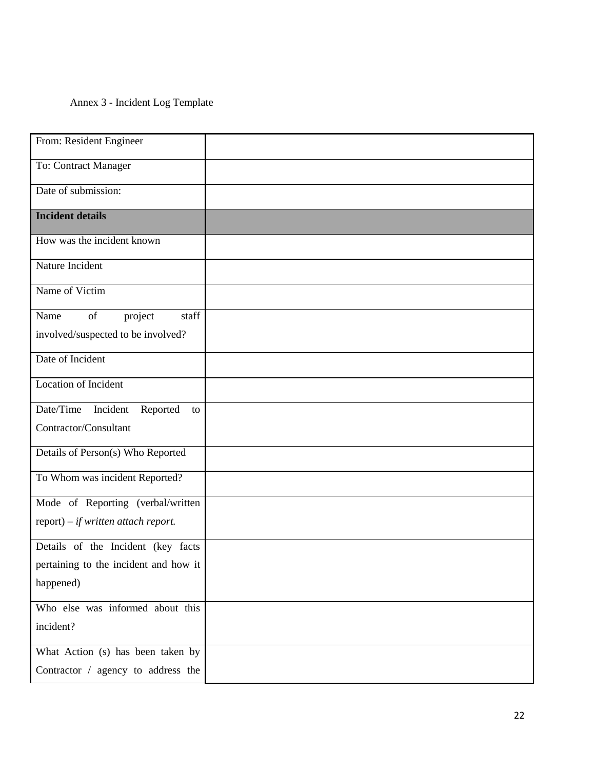Annex 3 - Incident Log Template

| From: Resident Engineer | |
|---|---|
| To: Contract Manager | |
| Date of submission: | |
| **Incident details** | |
| How was the incident known | |
| Nature Incident | |
| Name of Victim | |
| Name of project staff involved/suspected to be involved? | |
| Date of Incident | |
| Location of Incident | |
| Date/Time Incident Reported to Contractor/Consultant | |
| Details of Person(s) Who Reported | |
| To Whom was incident Reported? | |
| Mode of Reporting (verbal/written report) – *if written attach report.* | |
| Details of the Incident (key facts pertaining to the incident and how it happened) | |
| Who else was informed about this incident? | |
| What Action (s) has been taken by Contractor / agency to address the | |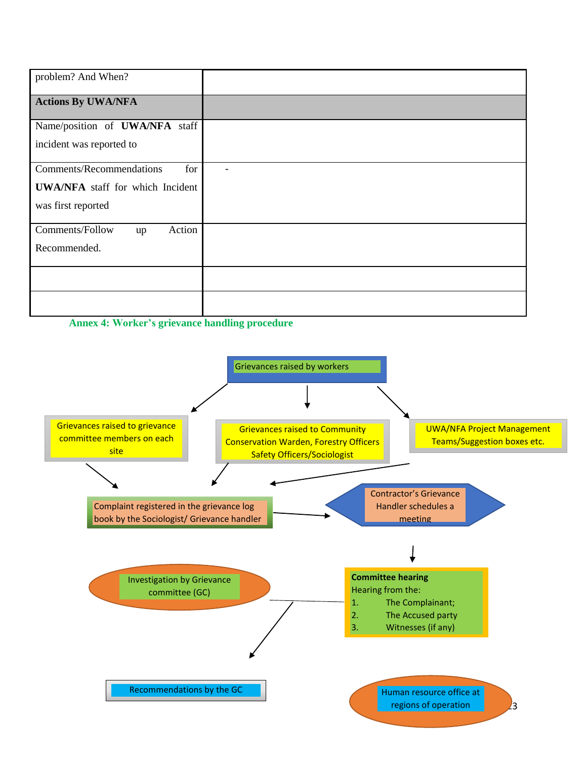| problem? And When? | |
|---|---|
| **Actions By UWA/NFA** | |
| Name/position of **UWA/NFA** staff incident was reported to | |
| Comments/Recommendations for **UWA/NFA** staff for which Incident was first reported | - |
| Comments/Follow up Action Recommended. | |
| | |
| | |

## Annex 4: Worker's grievance handling procedure

Grievances raised by workers

Grievances raised to grievance committee members on each site

Grievances raised to Community Conservation Warden, Forestry Officers Safety Officers/Sociologist

UWA/NFA Project Management Teams/Suggestion boxes etc.

Complaint registered in the grievance log book by the Sociologist/ Grievance handler

Contractor's Grievance Handler schedules a meeting

**Committee hearing**
Hearing from the:
1. The Complainant;
2. The Accused party
3. Witnesses (if any)

Investigation by Grievance committee (GC)

Recommendations by the GC

Human resource office at regions of operation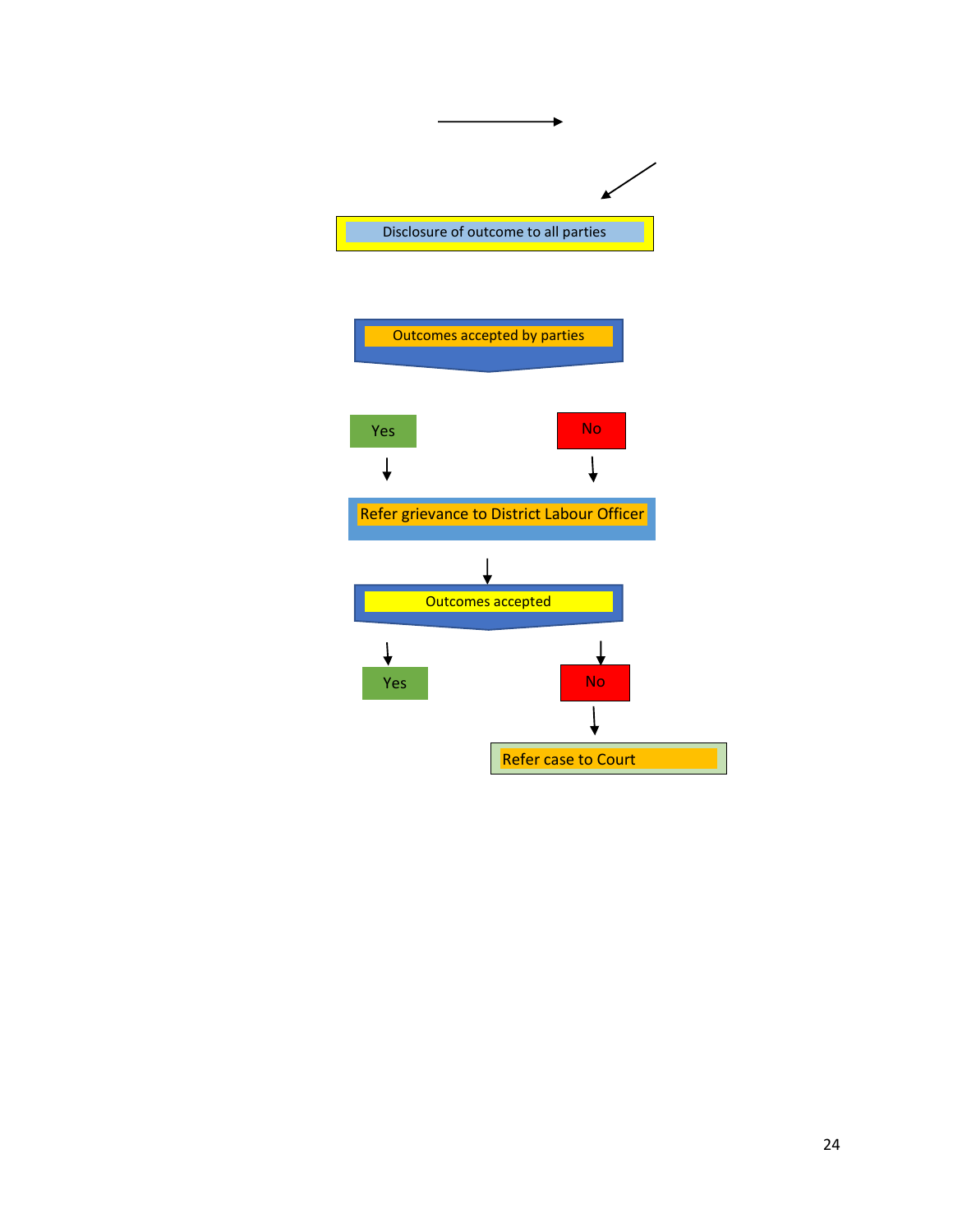Disclosure of outcome to all parties

Outcomes accepted by parties

Yes

No

Refer grievance to District Labour Officer

Outcomes accepted

Yes

No

Refer case to Court